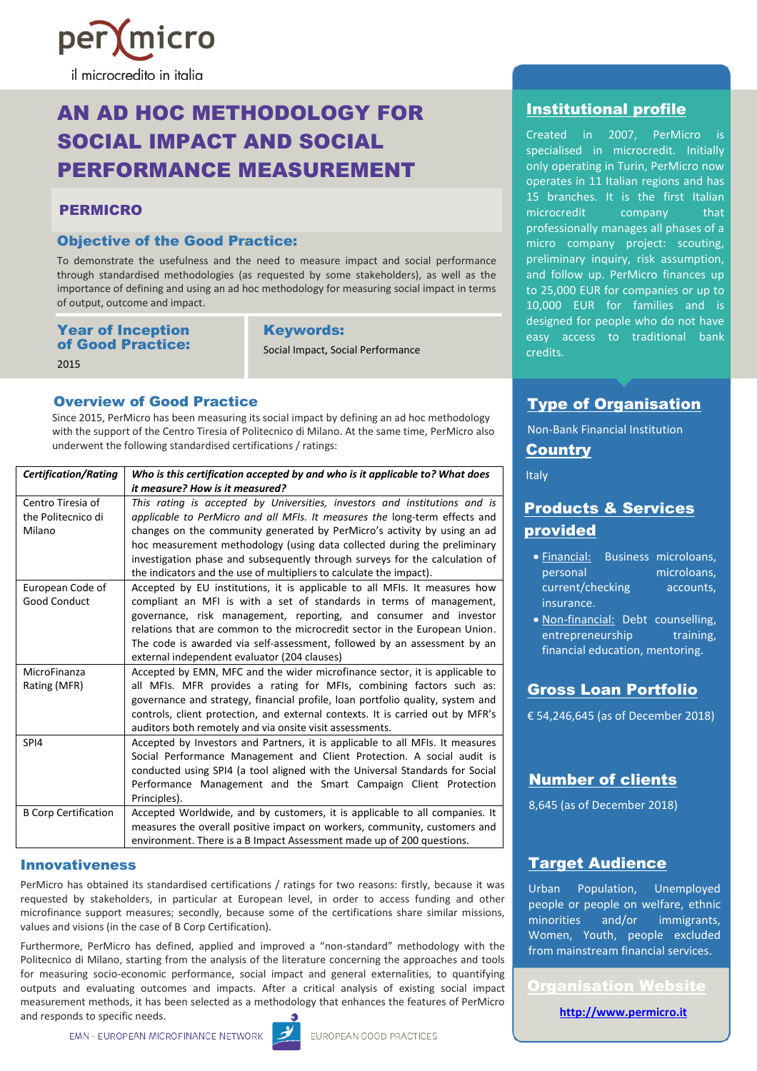per micro

il microcredito in italia

# AN AD HOC METHODOLOGY FOR SOCIAL IMPACT AND SOCIAL PERFORMANCE MEASUREMENT

## PERMICRO

### Objective of the Good Practice:

To demonstrate the usefulness and the need to measure impact and social performance through standardised methodologies (as requested by some stakeholders), as well as the importance of defining and using an ad hoc methodology for measuring social impact in terms of output, outcome and impact.

### Year of Inception of Good Practice:

2015

### Keywords:

Social Impact, Social Performance

### Overview of Good Practice

Since 2015, PerMicro has been measuring its social impact by defining an ad hoc methodology with the support of the Centro Tiresia of Politecnico di Milano. At the same time, PerMicro also underwent the following standardised certifications / ratings:

| *Certification/Rating* | *Who is this certification accepted by and who is it applicable to? What does it measure? How is it measured?* |
|---|---|
| Centro Tiresia of the Politecnico di Milano | *This rating is accepted by Universities, investors and institutions and is applicable to PerMicro and all MFIs. It measures the* long-term effects and changes on the community generated by PerMicro's activity by using an ad hoc measurement methodology (using data collected during the preliminary investigation phase and subsequently through surveys for the calculation of the indicators and the use of multipliers to calculate the impact). |
| European Code of Good Conduct | Accepted by EU institutions, it is applicable to all MFIs. It measures how compliant an MFI is with a set of standards in terms of management, governance, risk management, reporting, and consumer and investor relations that are common to the microcredit sector in the European Union. The code is awarded via self-assessment, followed by an assessment by an external independent evaluator (204 clauses) |
| MicroFinanza Rating (MFR) | Accepted by EMN, MFC and the wider microfinance sector, it is applicable to all MFIs. MFR provides a rating for MFIs, combining factors such as: governance and strategy, financial profile, loan portfolio quality, system and controls, client protection, and external contexts. It is carried out by MFR's auditors both remotely and via onsite visit assessments. |
| SPI4 | Accepted by Investors and Partners, it is applicable to all MFIs. It measures Social Performance Management and Client Protection. A social audit is conducted using SPI4 (a tool aligned with the Universal Standards for Social Performance Management and the Smart Campaign Client Protection Principles). |
| B Corp Certification | Accepted Worldwide, and by customers, it is applicable to all companies. It measures the overall positive impact on workers, community, customers and environment. There is a B Impact Assessment made up of 200 questions. |

### Innovativeness

PerMicro has obtained its standardised certifications / ratings for two reasons: firstly, because it was requested by stakeholders, in particular at European level, in order to access funding and other microfinance support measures; secondly, because some of the certifications share similar missions, values and visions (in the case of B Corp Certification).

Furthermore, PerMicro has defined, applied and improved a "non-standard" methodology with the Politecnico di Milano, starting from the analysis of the literature concerning the approaches and tools for measuring socio-economic performance, social impact and general externalities, to quantifying outputs and evaluating outcomes and impacts. After a critical analysis of existing social impact measurement methods, it has been selected as a methodology that enhances the features of PerMicro and responds to specific needs.

## Institutional profile

Created in 2007, PerMicro is specialised in microcredit. Initially only operating in Turin, PerMicro now operates in 11 Italian regions and has 15 branches. It is the first Italian microcredit company that professionally manages all phases of a micro company project: scouting, preliminary inquiry, risk assumption, and follow up. PerMicro finances up to 25,000 EUR for companies or up to 10,000 EUR for families and is designed for people who do not have easy access to traditional bank credits.

## Type of Organisation

Non-Bank Financial Institution

## Country

Italy

## Products & Services provided

- Financial: Business microloans, personal microloans, current/checking accounts, insurance.
- Non-financial: Debt counselling, entrepreneurship training, financial education, mentoring.

## Gross Loan Portfolio

€ 54,246,645 (as of December 2018)

## Number of clients

8,645 (as of December 2018)

## Target Audience

Urban Population, Unemployed people or people on welfare, ethnic minorities and/or immigrants, Women, Youth, people excluded from mainstream financial services.

## Organisation Website

http://www.permicro.it

EMN - EUROPEAN MICROFINANCE NETWORK EUROPEAN GOOD PRACTICES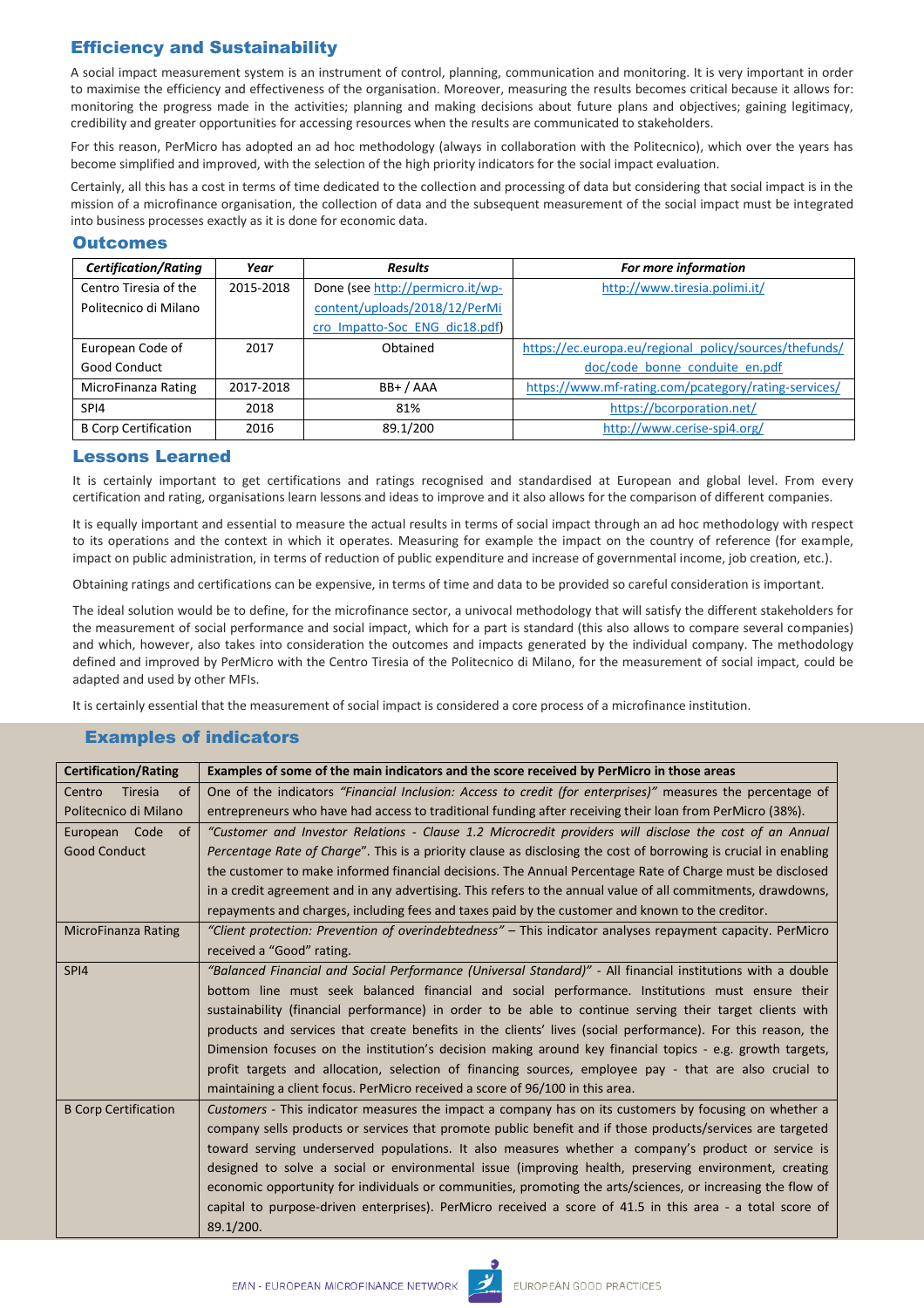## Efficiency and Sustainability

A social impact measurement system is an instrument of control, planning, communication and monitoring. It is very important in order to maximise the efficiency and effectiveness of the organisation. Moreover, measuring the results becomes critical because it allows for: monitoring the progress made in the activities; planning and making decisions about future plans and objectives; gaining legitimacy, credibility and greater opportunities for accessing resources when the results are communicated to stakeholders.

For this reason, PerMicro has adopted an ad hoc methodology (always in collaboration with the Politecnico), which over the years has become simplified and improved, with the selection of the high priority indicators for the social impact evaluation.

Certainly, all this has a cost in terms of time dedicated to the collection and processing of data but considering that social impact is in the mission of a microfinance organisation, the collection of data and the subsequent measurement of the social impact must be integrated into business processes exactly as it is done for economic data.

## Outcomes

| *Certification/Rating* | *Year* | *Results* | *For more information* |
|---|---|---|---|
| Centro Tiresia of the Politecnico di Milano | 2015-2018 | Done (see http://permicro.it/wp-content/uploads/2018/12/PerMicro_Impatto-Soc_ENG_dic18.pdf) | http://www.tiresia.polimi.it/ |
| European Code of Good Conduct | 2017 | Obtained | https://ec.europa.eu/regional_policy/sources/thefunds/doc/code_bonne_conduite_en.pdf |
| MicroFinanza Rating | 2017-2018 | BB+ / AAA | https://www.mf-rating.com/pcategory/rating-services/ |
| SPI4 | 2018 | 81% | https://bcorporation.net/ |
| B Corp Certification | 2016 | 89.1/200 | http://www.cerise-spi4.org/ |

## Lessons Learned

It is certainly important to get certifications and ratings recognised and standardised at European and global level. From every certification and rating, organisations learn lessons and ideas to improve and it also allows for the comparison of different companies.

It is equally important and essential to measure the actual results in terms of social impact through an ad hoc methodology with respect to its operations and the context in which it operates. Measuring for example the impact on the country of reference (for example, impact on public administration, in terms of reduction of public expenditure and increase of governmental income, job creation, etc.).

Obtaining ratings and certifications can be expensive, in terms of time and data to be provided so careful consideration is important.

The ideal solution would be to define, for the microfinance sector, a univocal methodology that will satisfy the different stakeholders for the measurement of social performance and social impact, which for a part is standard (this also allows to compare several companies) and which, however, also takes into consideration the outcomes and impacts generated by the individual company. The methodology defined and improved by PerMicro with the Centro Tiresia of the Politecnico di Milano, for the measurement of social impact, could be adapted and used by other MFIs.

It is certainly essential that the measurement of social impact is considered a core process of a microfinance institution.

## Examples of indicators

| **Certification/Rating** | **Examples of some of the main indicators and the score received by PerMicro in those areas** |
|---|---|
| Centro Tiresia of Politecnico di Milano | One of the indicators *"Financial Inclusion: Access to credit (for enterprises)"* measures the percentage of entrepreneurs who have had access to traditional funding after receiving their loan from PerMicro (38%). |
| European Code of Good Conduct | *"Customer and Investor Relations - Clause 1.2 Microcredit providers will disclose the cost of an Annual Percentage Rate of Charge*". This is a priority clause as disclosing the cost of borrowing is crucial in enabling the customer to make informed financial decisions. The Annual Percentage Rate of Charge must be disclosed in a credit agreement and in any advertising. This refers to the annual value of all commitments, drawdowns, repayments and charges, including fees and taxes paid by the customer and known to the creditor. |
| MicroFinanza Rating | *"Client protection: Prevention of overindebtedness"* – This indicator analyses repayment capacity. PerMicro received a "Good" rating. |
| SPI4 | *"Balanced Financial and Social Performance (Universal Standard)"* - All financial institutions with a double bottom line must seek balanced financial and social performance. Institutions must ensure their sustainability (financial performance) in order to be able to continue serving their target clients with products and services that create benefits in the clients' lives (social performance). For this reason, the Dimension focuses on the institution's decision making around key financial topics - e.g. growth targets, profit targets and allocation, selection of financing sources, employee pay - that are also crucial to maintaining a client focus. PerMicro received a score of 96/100 in this area. |
| B Corp Certification | *Customers* - This indicator measures the impact a company has on its customers by focusing on whether a company sells products or services that promote public benefit and if those products/services are targeted toward serving underserved populations. It also measures whether a company's product or service is designed to solve a social or environmental issue (improving health, preserving environment, creating economic opportunity for individuals or communities, promoting the arts/sciences, or increasing the flow of capital to purpose-driven enterprises). PerMicro received a score of 41.5 in this area - a total score of 89.1/200. |